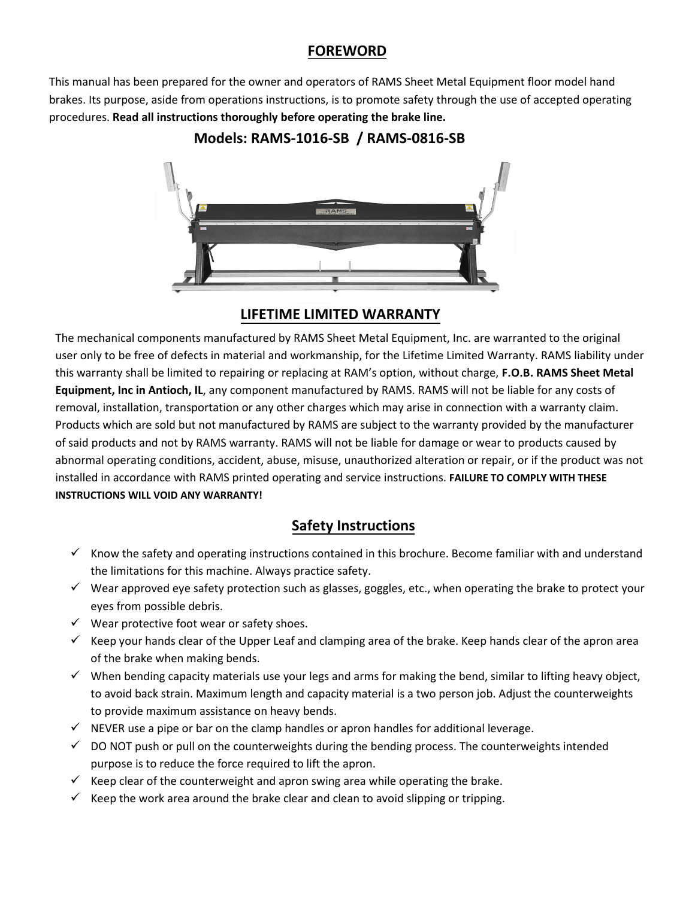## FOREWORD

This manual has been prepared for the owner and operators of RAMS Sheet Metal Equipment floor model hand brakes. Its purpose, aside from operations instructions, is to promote safety through the use of accepted operating procedures. **Read all instructions thoroughly before operating the brake line.**

### Models: RAMS-1016-SB / RAMS-0816-SB

## LIFETIME LIMITED WARRANTY

The mechanical components manufactured by RAMS Sheet Metal Equipment, Inc. are warranted to the original user only to be free of defects in material and workmanship, for the Lifetime Limited Warranty. RAMS liability under this warranty shall be limited to repairing or replacing at RAM's option, without charge, **F.O.B. RAMS Sheet Metal Equipment, Inc in Antioch, IL**, any component manufactured by RAMS. RAMS will not be liable for any costs of removal, installation, transportation or any other charges which may arise in connection with a warranty claim. Products which are sold but not manufactured by RAMS are subject to the warranty provided by the manufacturer of said products and not by RAMS warranty. RAMS will not be liable for damage or wear to products caused by abnormal operating conditions, accident, abuse, misuse, unauthorized alteration or repair, or if the product was not installed in accordance with RAMS printed operating and service instructions. **FAILURE TO COMPLY WITH THESE INSTRUCTIONS WILL VOID ANY WARRANTY!**

## Safety Instructions

- ✓ Know the safety and operating instructions contained in this brochure. Become familiar with and understand the limitations for this machine. Always practice safety.
- ✓ Wear approved eye safety protection such as glasses, goggles, etc., when operating the brake to protect your eyes from possible debris.
- ✓ Wear protective foot wear or safety shoes.
- ✓ Keep your hands clear of the Upper Leaf and clamping area of the brake. Keep hands clear of the apron area of the brake when making bends.
- ✓ When bending capacity materials use your legs and arms for making the bend, similar to lifting heavy object, to avoid back strain. Maximum length and capacity material is a two person job. Adjust the counterweights to provide maximum assistance on heavy bends.
- ✓ NEVER use a pipe or bar on the clamp handles or apron handles for additional leverage.
- ✓ DO NOT push or pull on the counterweights during the bending process. The counterweights intended purpose is to reduce the force required to lift the apron.
- ✓ Keep clear of the counterweight and apron swing area while operating the brake.
- ✓ Keep the work area around the brake clear and clean to avoid slipping or tripping.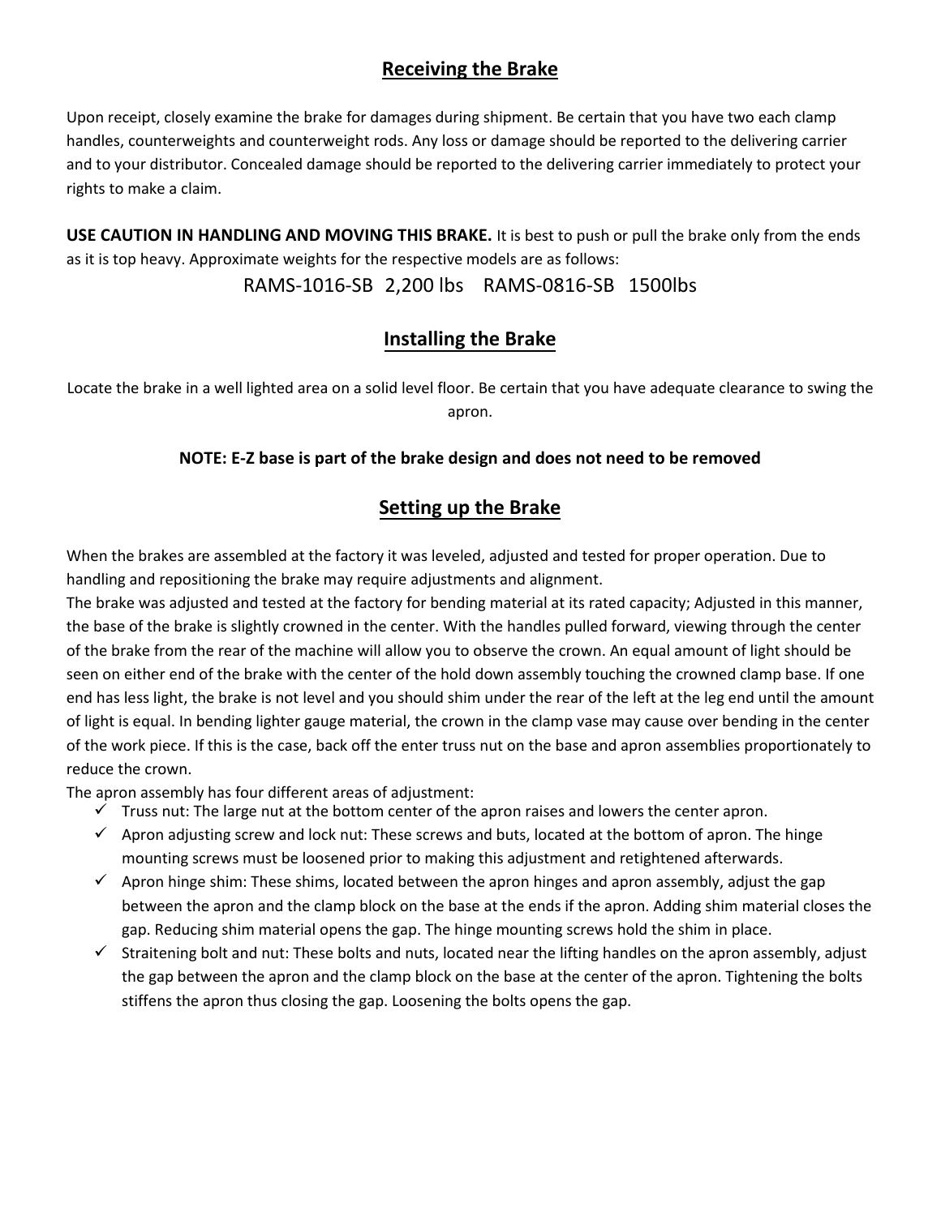## Receiving the Brake

Upon receipt, closely examine the brake for damages during shipment. Be certain that you have two each clamp handles, counterweights and counterweight rods. Any loss or damage should be reported to the delivering carrier and to your distributor. Concealed damage should be reported to the delivering carrier immediately to protect your rights to make a claim.

**USE CAUTION IN HANDLING AND MOVING THIS BRAKE.** It is best to push or pull the brake only from the ends as it is top heavy. Approximate weights for the respective models are as follows:

RAMS-1016-SB 2,200 lbs RAMS-0816-SB 1500lbs

## Installing the Brake

Locate the brake in a well lighted area on a solid level floor. Be certain that you have adequate clearance to swing the apron.

**NOTE: E-Z base is part of the brake design and does not need to be removed**

## Setting up the Brake

When the brakes are assembled at the factory it was leveled, adjusted and tested for proper operation. Due to handling and repositioning the brake may require adjustments and alignment.

The brake was adjusted and tested at the factory for bending material at its rated capacity; Adjusted in this manner, the base of the brake is slightly crowned in the center. With the handles pulled forward, viewing through the center of the brake from the rear of the machine will allow you to observe the crown. An equal amount of light should be seen on either end of the brake with the center of the hold down assembly touching the crowned clamp base. If one end has less light, the brake is not level and you should shim under the rear of the left at the leg end until the amount of light is equal. In bending lighter gauge material, the crown in the clamp vase may cause over bending in the center of the work piece. If this is the case, back off the enter truss nut on the base and apron assemblies proportionately to reduce the crown.

The apron assembly has four different areas of adjustment:

- ✓ Truss nut: The large nut at the bottom center of the apron raises and lowers the center apron.
- ✓ Apron adjusting screw and lock nut: These screws and buts, located at the bottom of apron. The hinge mounting screws must be loosened prior to making this adjustment and retightened afterwards.
- ✓ Apron hinge shim: These shims, located between the apron hinges and apron assembly, adjust the gap between the apron and the clamp block on the base at the ends if the apron. Adding shim material closes the gap. Reducing shim material opens the gap. The hinge mounting screws hold the shim in place.
- ✓ Straitening bolt and nut: These bolts and nuts, located near the lifting handles on the apron assembly, adjust the gap between the apron and the clamp block on the base at the center of the apron. Tightening the bolts stiffens the apron thus closing the gap. Loosening the bolts opens the gap.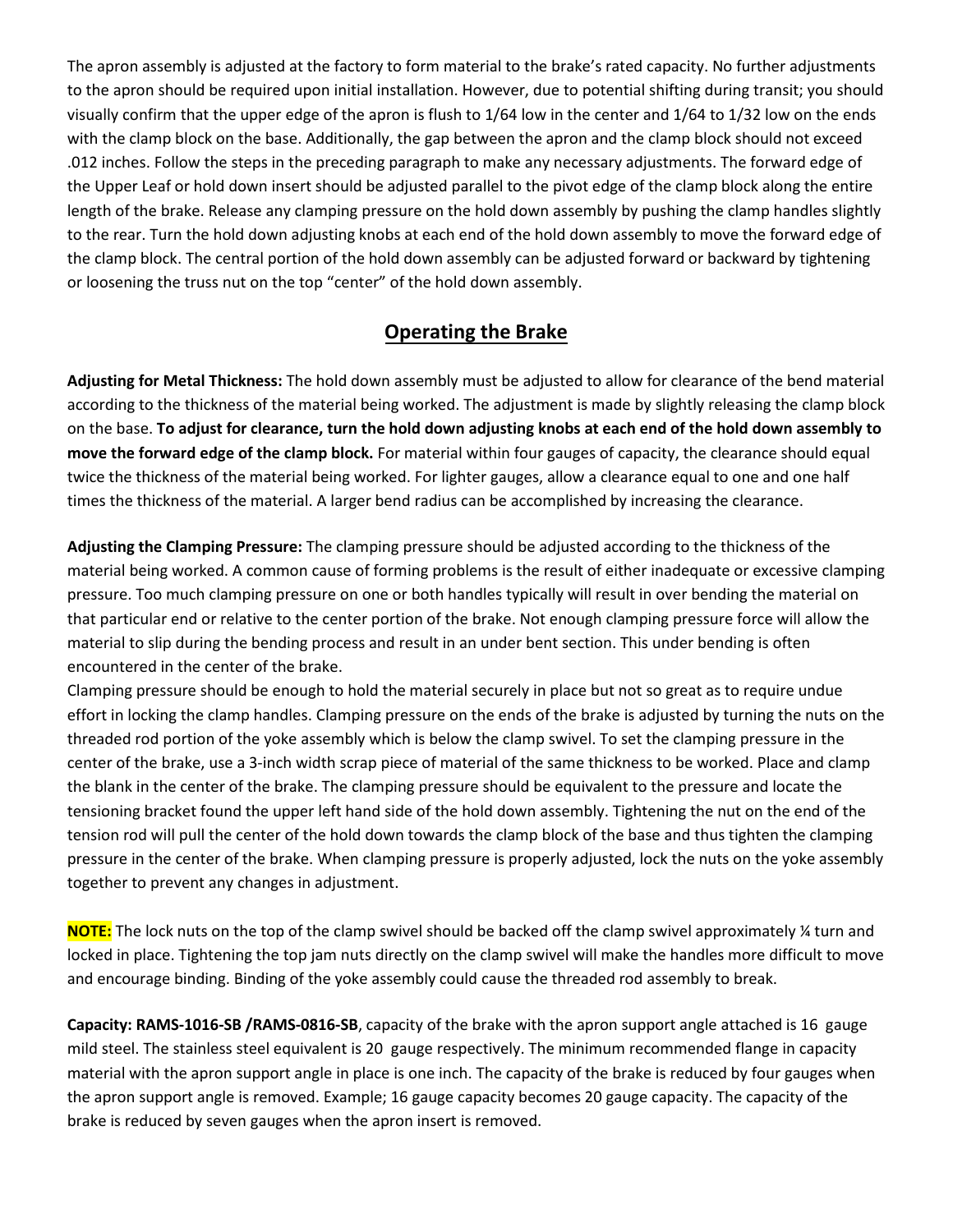The apron assembly is adjusted at the factory to form material to the brake's rated capacity. No further adjustments to the apron should be required upon initial installation. However, due to potential shifting during transit; you should visually confirm that the upper edge of the apron is flush to 1/64 low in the center and 1/64 to 1/32 low on the ends with the clamp block on the base. Additionally, the gap between the apron and the clamp block should not exceed .012 inches. Follow the steps in the preceding paragraph to make any necessary adjustments. The forward edge of the Upper Leaf or hold down insert should be adjusted parallel to the pivot edge of the clamp block along the entire length of the brake. Release any clamping pressure on the hold down assembly by pushing the clamp handles slightly to the rear. Turn the hold down adjusting knobs at each end of the hold down assembly to move the forward edge of the clamp block. The central portion of the hold down assembly can be adjusted forward or backward by tightening or loosening the truss nut on the top "center" of the hold down assembly.

## Operating the Brake

**Adjusting for Metal Thickness:** The hold down assembly must be adjusted to allow for clearance of the bend material according to the thickness of the material being worked. The adjustment is made by slightly releasing the clamp block on the base. **To adjust for clearance, turn the hold down adjusting knobs at each end of the hold down assembly to move the forward edge of the clamp block.** For material within four gauges of capacity, the clearance should equal twice the thickness of the material being worked. For lighter gauges, allow a clearance equal to one and one half times the thickness of the material. A larger bend radius can be accomplished by increasing the clearance.

**Adjusting the Clamping Pressure:** The clamping pressure should be adjusted according to the thickness of the material being worked. A common cause of forming problems is the result of either inadequate or excessive clamping pressure. Too much clamping pressure on one or both handles typically will result in over bending the material on that particular end or relative to the center portion of the brake. Not enough clamping pressure force will allow the material to slip during the bending process and result in an under bent section. This under bending is often encountered in the center of the brake.

Clamping pressure should be enough to hold the material securely in place but not so great as to require undue effort in locking the clamp handles. Clamping pressure on the ends of the brake is adjusted by turning the nuts on the threaded rod portion of the yoke assembly which is below the clamp swivel. To set the clamping pressure in the center of the brake, use a 3-inch width scrap piece of material of the same thickness to be worked. Place and clamp the blank in the center of the brake. The clamping pressure should be equivalent to the pressure and locate the tensioning bracket found the upper left hand side of the hold down assembly. Tightening the nut on the end of the tension rod will pull the center of the hold down towards the clamp block of the base and thus tighten the clamping pressure in the center of the brake. When clamping pressure is properly adjusted, lock the nuts on the yoke assembly together to prevent any changes in adjustment.

**NOTE:** The lock nuts on the top of the clamp swivel should be backed off the clamp swivel approximately ¼ turn and locked in place. Tightening the top jam nuts directly on the clamp swivel will make the handles more difficult to move and encourage binding. Binding of the yoke assembly could cause the threaded rod assembly to break.

**Capacity: RAMS-1016-SB /RAMS-0816-SB**, capacity of the brake with the apron support angle attached is 16 gauge mild steel. The stainless steel equivalent is 20 gauge respectively. The minimum recommended flange in capacity material with the apron support angle in place is one inch. The capacity of the brake is reduced by four gauges when the apron support angle is removed. Example; 16 gauge capacity becomes 20 gauge capacity. The capacity of the brake is reduced by seven gauges when the apron insert is removed.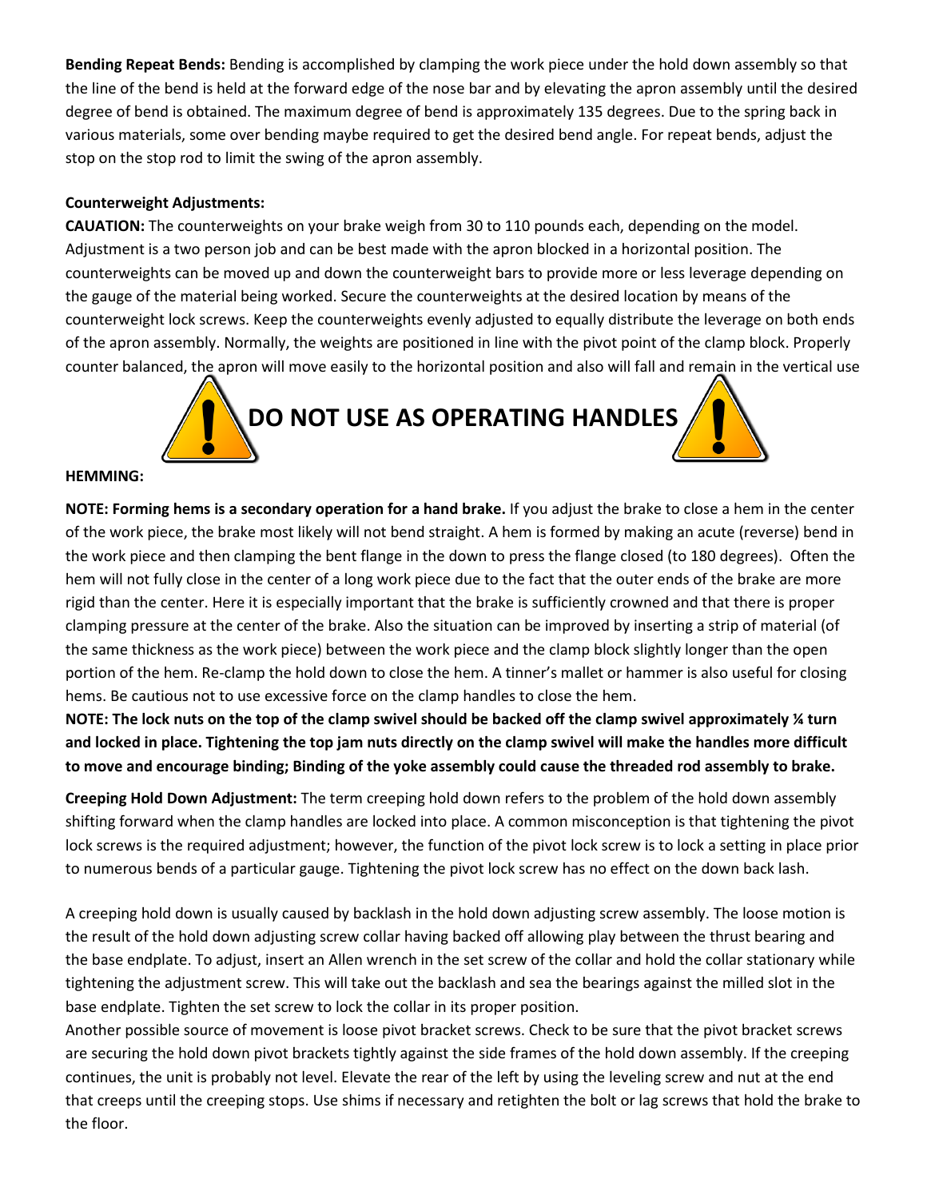**Bending Repeat Bends:** Bending is accomplished by clamping the work piece under the hold down assembly so that the line of the bend is held at the forward edge of the nose bar and by elevating the apron assembly until the desired degree of bend is obtained. The maximum degree of bend is approximately 135 degrees. Due to the spring back in various materials, some over bending maybe required to get the desired bend angle. For repeat bends, adjust the stop on the stop rod to limit the swing of the apron assembly.

**Counterweight Adjustments:**

**CAUATION:** The counterweights on your brake weigh from 30 to 110 pounds each, depending on the model. Adjustment is a two person job and can be best made with the apron blocked in a horizontal position. The counterweights can be moved up and down the counterweight bars to provide more or less leverage depending on the gauge of the material being worked. Secure the counterweights at the desired location by means of the counterweight lock screws. Keep the counterweights evenly adjusted to equally distribute the leverage on both ends of the apron assembly. Normally, the weights are positioned in line with the pivot point of the clamp block. Properly counter balanced, the apron will move easily to the horizontal position and also will fall and remain in the vertical use

**DO NOT USE AS OPERATING HANDLES**

**HEMMING:**

**NOTE: Forming hems is a secondary operation for a hand brake.** If you adjust the brake to close a hem in the center of the work piece, the brake most likely will not bend straight. A hem is formed by making an acute (reverse) bend in the work piece and then clamping the bent flange in the down to press the flange closed (to 180 degrees). Often the hem will not fully close in the center of a long work piece due to the fact that the outer ends of the brake are more rigid than the center. Here it is especially important that the brake is sufficiently crowned and that there is proper clamping pressure at the center of the brake. Also the situation can be improved by inserting a strip of material (of the same thickness as the work piece) between the work piece and the clamp block slightly longer than the open portion of the hem. Re-clamp the hold down to close the hem. A tinner's mallet or hammer is also useful for closing hems. Be cautious not to use excessive force on the clamp handles to close the hem.

**NOTE: The lock nuts on the top of the clamp swivel should be backed off the clamp swivel approximately ¼ turn and locked in place. Tightening the top jam nuts directly on the clamp swivel will make the handles more difficult to move and encourage binding; Binding of the yoke assembly could cause the threaded rod assembly to brake.**

**Creeping Hold Down Adjustment:** The term creeping hold down refers to the problem of the hold down assembly shifting forward when the clamp handles are locked into place. A common misconception is that tightening the pivot lock screws is the required adjustment; however, the function of the pivot lock screw is to lock a setting in place prior to numerous bends of a particular gauge. Tightening the pivot lock screw has no effect on the down back lash.

A creeping hold down is usually caused by backlash in the hold down adjusting screw assembly. The loose motion is the result of the hold down adjusting screw collar having backed off allowing play between the thrust bearing and the base endplate. To adjust, insert an Allen wrench in the set screw of the collar and hold the collar stationary while tightening the adjustment screw. This will take out the backlash and sea the bearings against the milled slot in the base endplate. Tighten the set screw to lock the collar in its proper position.

Another possible source of movement is loose pivot bracket screws. Check to be sure that the pivot bracket screws are securing the hold down pivot brackets tightly against the side frames of the hold down assembly. If the creeping continues, the unit is probably not level. Elevate the rear of the left by using the leveling screw and nut at the end that creeps until the creeping stops. Use shims if necessary and retighten the bolt or lag screws that hold the brake to the floor.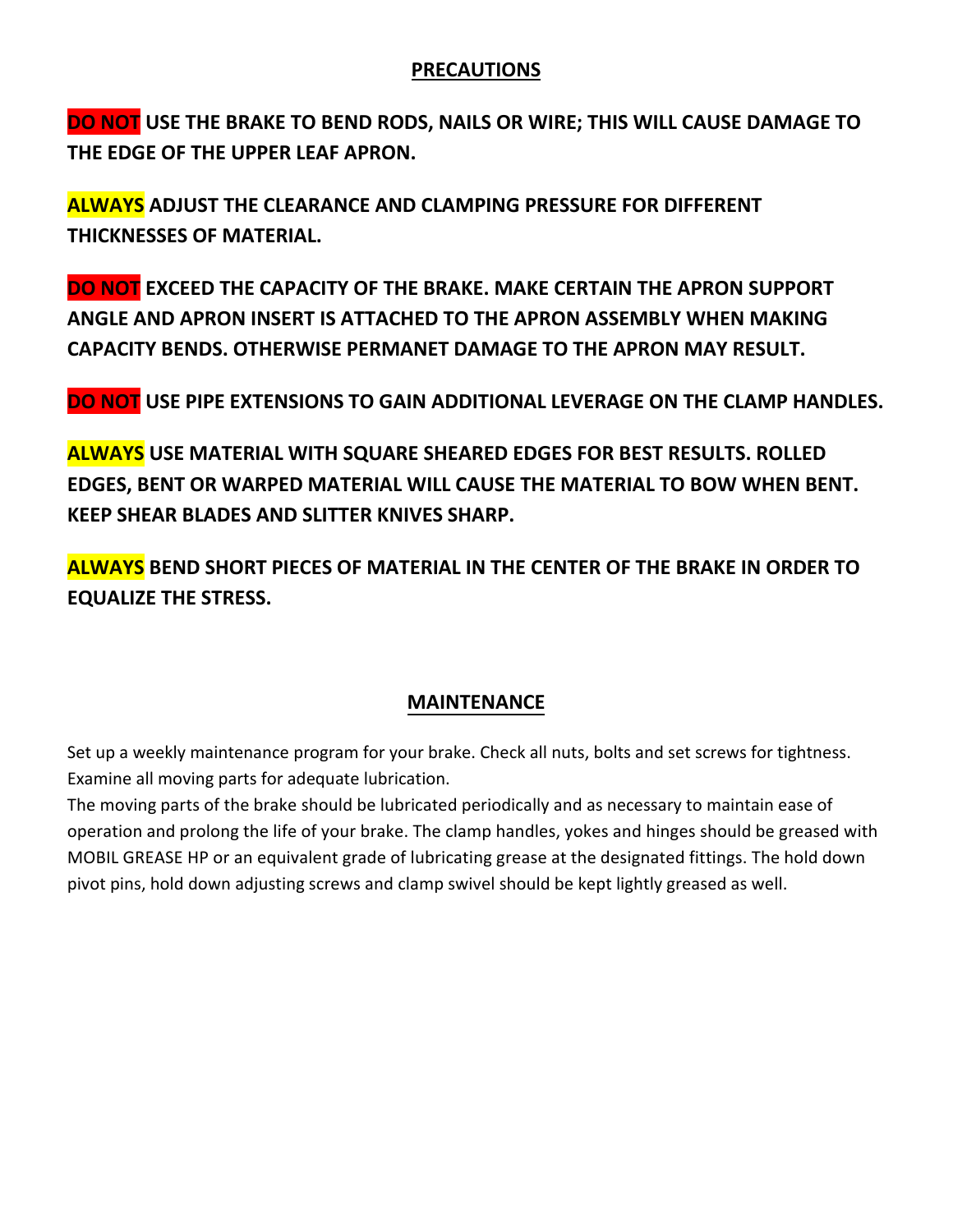## PRECAUTIONS

**DO NOT USE THE BRAKE TO BEND RODS, NAILS OR WIRE; THIS WILL CAUSE DAMAGE TO THE EDGE OF THE UPPER LEAF APRON.**

**ALWAYS ADJUST THE CLEARANCE AND CLAMPING PRESSURE FOR DIFFERENT THICKNESSES OF MATERIAL.**

**DO NOT EXCEED THE CAPACITY OF THE BRAKE. MAKE CERTAIN THE APRON SUPPORT ANGLE AND APRON INSERT IS ATTACHED TO THE APRON ASSEMBLY WHEN MAKING CAPACITY BENDS. OTHERWISE PERMANET DAMAGE TO THE APRON MAY RESULT.**

**DO NOT USE PIPE EXTENSIONS TO GAIN ADDITIONAL LEVERAGE ON THE CLAMP HANDLES.**

**ALWAYS USE MATERIAL WITH SQUARE SHEARED EDGES FOR BEST RESULTS. ROLLED EDGES, BENT OR WARPED MATERIAL WILL CAUSE THE MATERIAL TO BOW WHEN BENT. KEEP SHEAR BLADES AND SLITTER KNIVES SHARP.**

**ALWAYS BEND SHORT PIECES OF MATERIAL IN THE CENTER OF THE BRAKE IN ORDER TO EQUALIZE THE STRESS.**

## MAINTENANCE

Set up a weekly maintenance program for your brake. Check all nuts, bolts and set screws for tightness. Examine all moving parts for adequate lubrication.
The moving parts of the brake should be lubricated periodically and as necessary to maintain ease of operation and prolong the life of your brake. The clamp handles, yokes and hinges should be greased with MOBIL GREASE HP or an equivalent grade of lubricating grease at the designated fittings. The hold down pivot pins, hold down adjusting screws and clamp swivel should be kept lightly greased as well.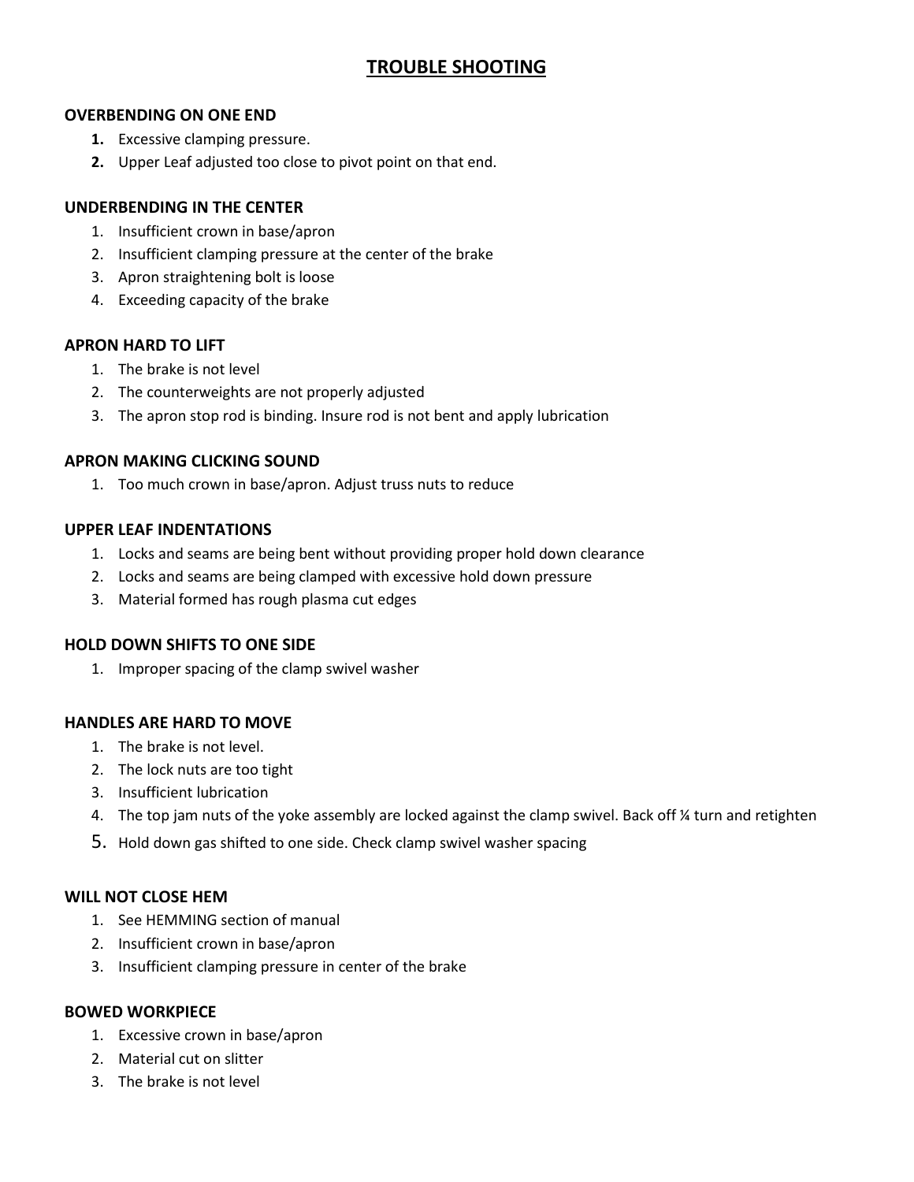# TROUBLE SHOOTING

### OVERBENDING ON ONE END

1. Excessive clamping pressure.
2. Upper Leaf adjusted too close to pivot point on that end.

### UNDERBENDING IN THE CENTER

1. Insufficient crown in base/apron
2. Insufficient clamping pressure at the center of the brake
3. Apron straightening bolt is loose
4. Exceeding capacity of the brake

### APRON HARD TO LIFT

1. The brake is not level
2. The counterweights are not properly adjusted
3. The apron stop rod is binding. Insure rod is not bent and apply lubrication

### APRON MAKING CLICKING SOUND

1. Too much crown in base/apron. Adjust truss nuts to reduce

### UPPER LEAF INDENTATIONS

1. Locks and seams are being bent without providing proper hold down clearance
2. Locks and seams are being clamped with excessive hold down pressure
3. Material formed has rough plasma cut edges

### HOLD DOWN SHIFTS TO ONE SIDE

1. Improper spacing of the clamp swivel washer

### HANDLES ARE HARD TO MOVE

1. The brake is not level.
2. The lock nuts are too tight
3. Insufficient lubrication
4. The top jam nuts of the yoke assembly are locked against the clamp swivel. Back off ¼ turn and retighten
5. Hold down gas shifted to one side. Check clamp swivel washer spacing

### WILL NOT CLOSE HEM

1. See HEMMING section of manual
2. Insufficient crown in base/apron
3. Insufficient clamping pressure in center of the brake

### BOWED WORKPIECE

1. Excessive crown in base/apron
2. Material cut on slitter
3. The brake is not level